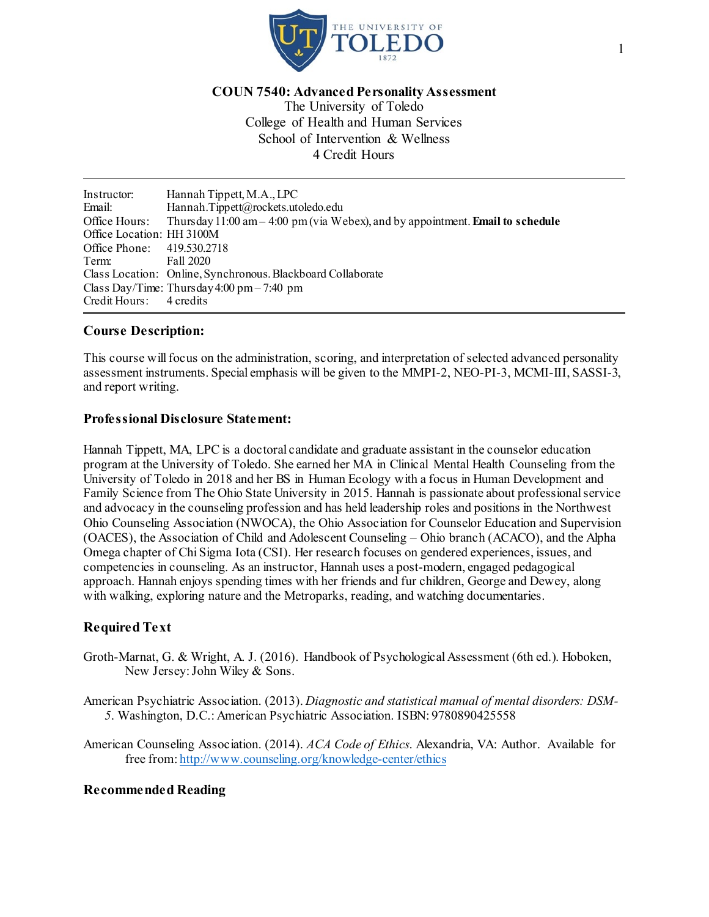**COUN 7540: Advanced Personality Assessment**
The University of Toledo
College of Health and Human Services
School of Intervention & Wellness
4 Credit Hours

---

Instructor: Hannah Tippett, M.A., LPC
Email: Hannah.Tippett@rockets.utoledo.edu
Office Hours: Thursday 11:00 am – 4:00 pm (via Webex), and by appointment. **Email to schedule**
Office Location: HH 3100M
Office Phone: 419.530.2718
Term: Fall 2020
Class Location: Online, Synchronous. Blackboard Collaborate
Class Day/Time: Thursday 4:00 pm – 7:40 pm
Credit Hours: 4 credits

---

## Course Description:

This course will focus on the administration, scoring, and interpretation of selected advanced personality assessment instruments. Special emphasis will be given to the MMPI-2, NEO-PI-3, MCMI-III, SASSI-3, and report writing.

## Professional Disclosure Statement:

Hannah Tippett, MA, LPC is a doctoral candidate and graduate assistant in the counselor education program at the University of Toledo. She earned her MA in Clinical Mental Health Counseling from the University of Toledo in 2018 and her BS in Human Ecology with a focus in Human Development and Family Science from The Ohio State University in 2015. Hannah is passionate about professional service and advocacy in the counseling profession and has held leadership roles and positions in the Northwest Ohio Counseling Association (NWOCA), the Ohio Association for Counselor Education and Supervision (OACES), the Association of Child and Adolescent Counseling – Ohio branch (ACACO), and the Alpha Omega chapter of Chi Sigma Iota (CSI). Her research focuses on gendered experiences, issues, and competencies in counseling. As an instructor, Hannah uses a post-modern, engaged pedagogical approach. Hannah enjoys spending times with her friends and fur children, George and Dewey, along with walking, exploring nature and the Metroparks, reading, and watching documentaries.

## Required Text

Groth-Marnat, G. & Wright, A. J. (2016). Handbook of Psychological Assessment (6th ed.). Hoboken, New Jersey: John Wiley & Sons.

American Psychiatric Association. (2013). *Diagnostic and statistical manual of mental disorders: DSM-5*. Washington, D.C.: American Psychiatric Association. ISBN: 9780890425558

American Counseling Association. (2014). *ACA Code of Ethics*. Alexandria, VA: Author. Available for free from: http://www.counseling.org/knowledge-center/ethics

## Recommended Reading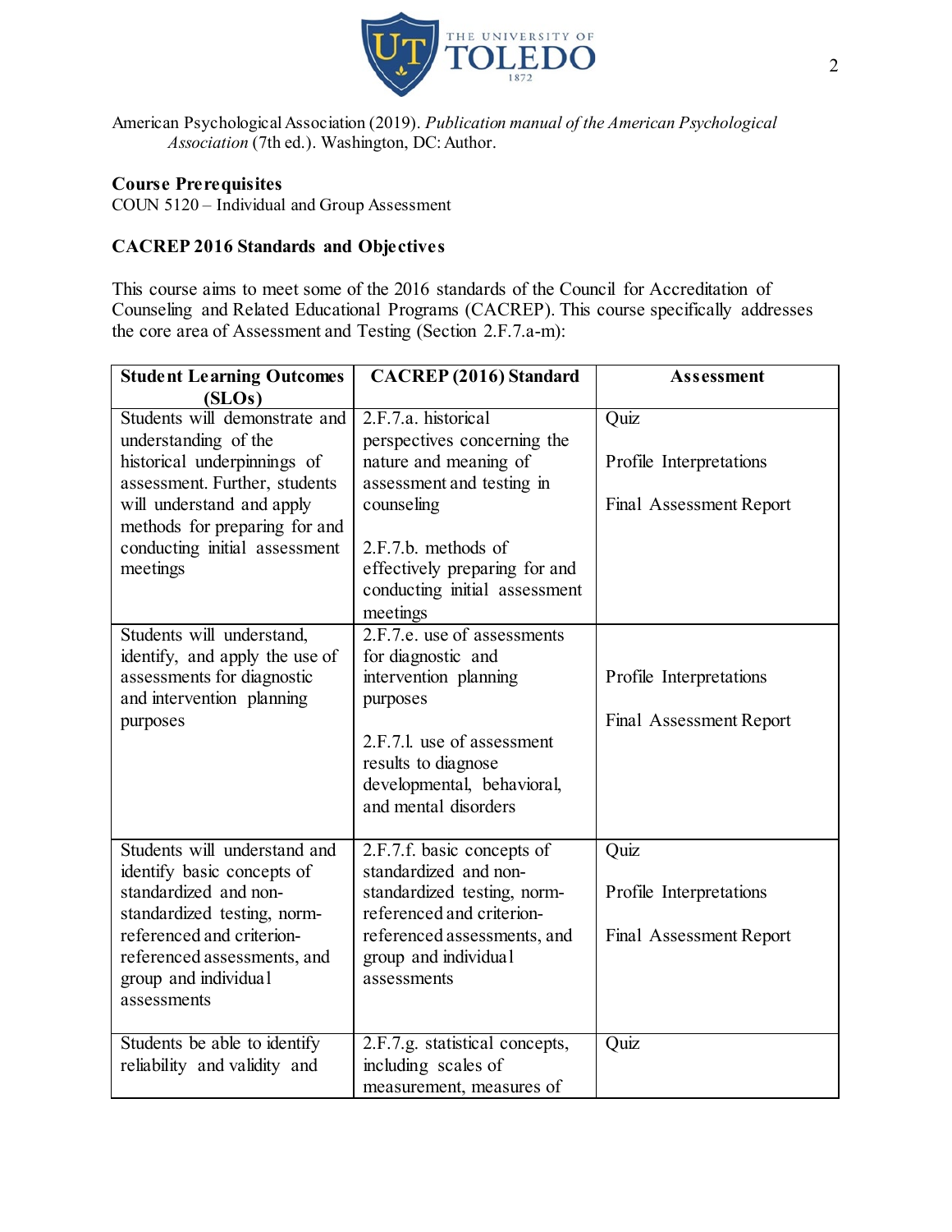American Psychological Association (2019). *Publication manual of the American Psychological Association* (7th ed.). Washington, DC: Author.

**Course Prerequisites**
COUN 5120 – Individual and Group Assessment

**CACREP 2016 Standards and Objectives**

This course aims to meet some of the 2016 standards of the Council for Accreditation of Counseling and Related Educational Programs (CACREP). This course specifically addresses the core area of Assessment and Testing (Section 2.F.7.a-m):

| Student Learning Outcomes (SLOs) | CACREP (2016) Standard | Assessment |
|---|---|---|
| Students will demonstrate and understanding of the historical underpinnings of assessment. Further, students will understand and apply methods for preparing for and conducting initial assessment meetings | 2.F.7.a. historical perspectives concerning the nature and meaning of assessment and testing in counseling<br><br>2.F.7.b. methods of effectively preparing for and conducting initial assessment meetings | Quiz<br><br>Profile Interpretations<br><br>Final Assessment Report |
| Students will understand, identify, and apply the use of assessments for diagnostic and intervention planning purposes | 2.F.7.e. use of assessments for diagnostic and intervention planning purposes<br><br>2.F.7.l. use of assessment results to diagnose developmental, behavioral, and mental disorders | Profile Interpretations<br><br>Final Assessment Report |
| Students will understand and identify basic concepts of standardized and non-standardized testing, norm-referenced and criterion-referenced assessments, and group and individual assessments | 2.F.7.f. basic concepts of standardized and non-standardized testing, norm-referenced and criterion-referenced assessments, and group and individual assessments | Quiz<br><br>Profile Interpretations<br><br>Final Assessment Report |
| Students be able to identify reliability and validity and | 2.F.7.g. statistical concepts, including scales of measurement, measures of | Quiz |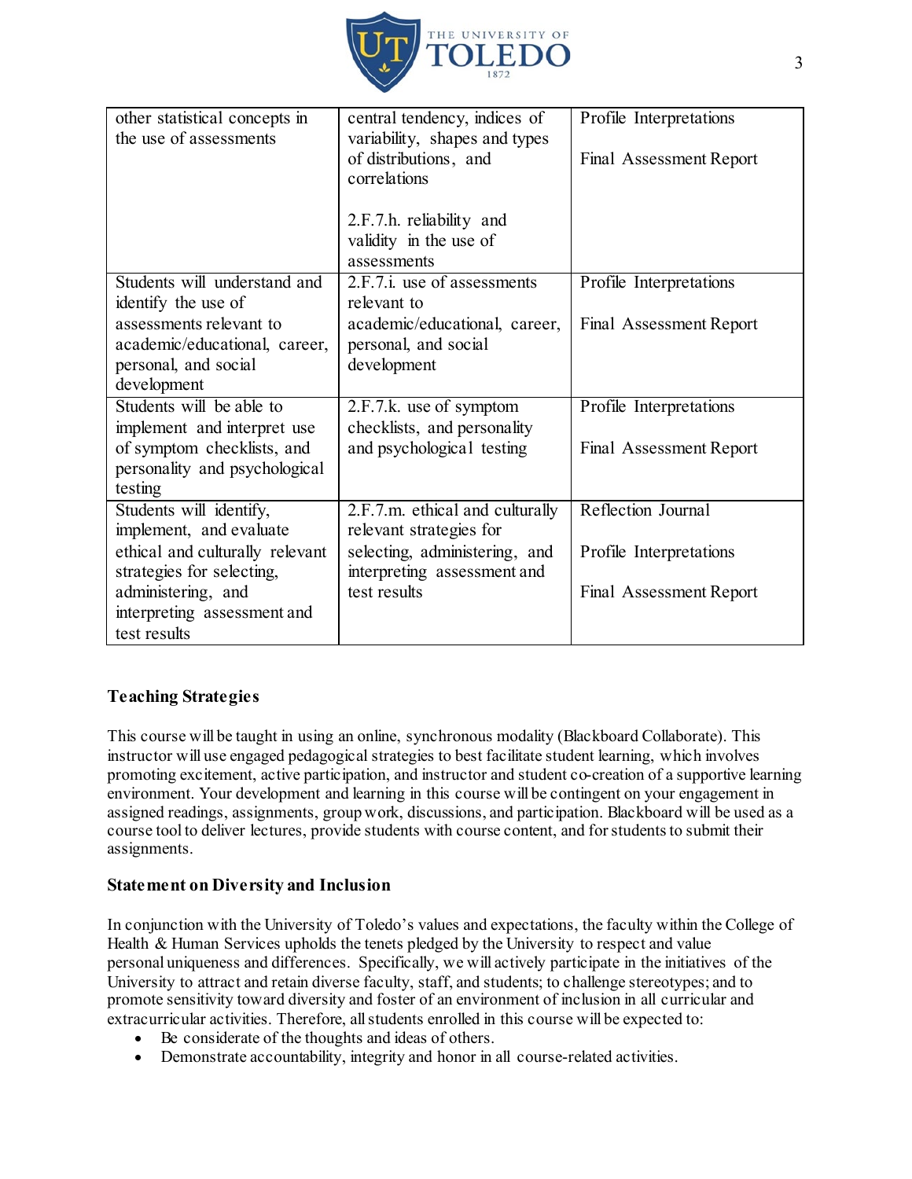| other statistical concepts in the use of assessments | central tendency, indices of variability, shapes and types of distributions, and correlations<br><br>2.F.7.h. reliability and validity in the use of assessments | Profile Interpretations<br><br>Final Assessment Report |
|---|---|---|
| Students will understand and identify the use of assessments relevant to academic/educational, career, personal, and social development | 2.F.7.i. use of assessments relevant to academic/educational, career, personal, and social development | Profile Interpretations<br><br>Final Assessment Report |
| Students will be able to implement and interpret use of symptom checklists, and personality and psychological testing | 2.F.7.k. use of symptom checklists, and personality and psychological testing | Profile Interpretations<br><br>Final Assessment Report |
| Students will identify, implement, and evaluate ethical and culturally relevant strategies for selecting, administering, and interpreting assessment and test results | 2.F.7.m. ethical and culturally relevant strategies for selecting, administering, and interpreting assessment and test results | Reflection Journal<br><br>Profile Interpretations<br><br>Final Assessment Report |

## Teaching Strategies

This course will be taught in using an online, synchronous modality (Blackboard Collaborate). This instructor will use engaged pedagogical strategies to best facilitate student learning, which involves promoting excitement, active participation, and instructor and student co-creation of a supportive learning environment. Your development and learning in this course will be contingent on your engagement in assigned readings, assignments, group work, discussions, and participation. Blackboard will be used as a course tool to deliver lectures, provide students with course content, and for students to submit their assignments.

## Statement on Diversity and Inclusion

In conjunction with the University of Toledo's values and expectations, the faculty within the College of Health & Human Services upholds the tenets pledged by the University to respect and value personal uniqueness and differences. Specifically, we will actively participate in the initiatives of the University to attract and retain diverse faculty, staff, and students; to challenge stereotypes; and to promote sensitivity toward diversity and foster of an environment of inclusion in all curricular and extracurricular activities. Therefore, all students enrolled in this course will be expected to:

- Be considerate of the thoughts and ideas of others.
- Demonstrate accountability, integrity and honor in all course-related activities.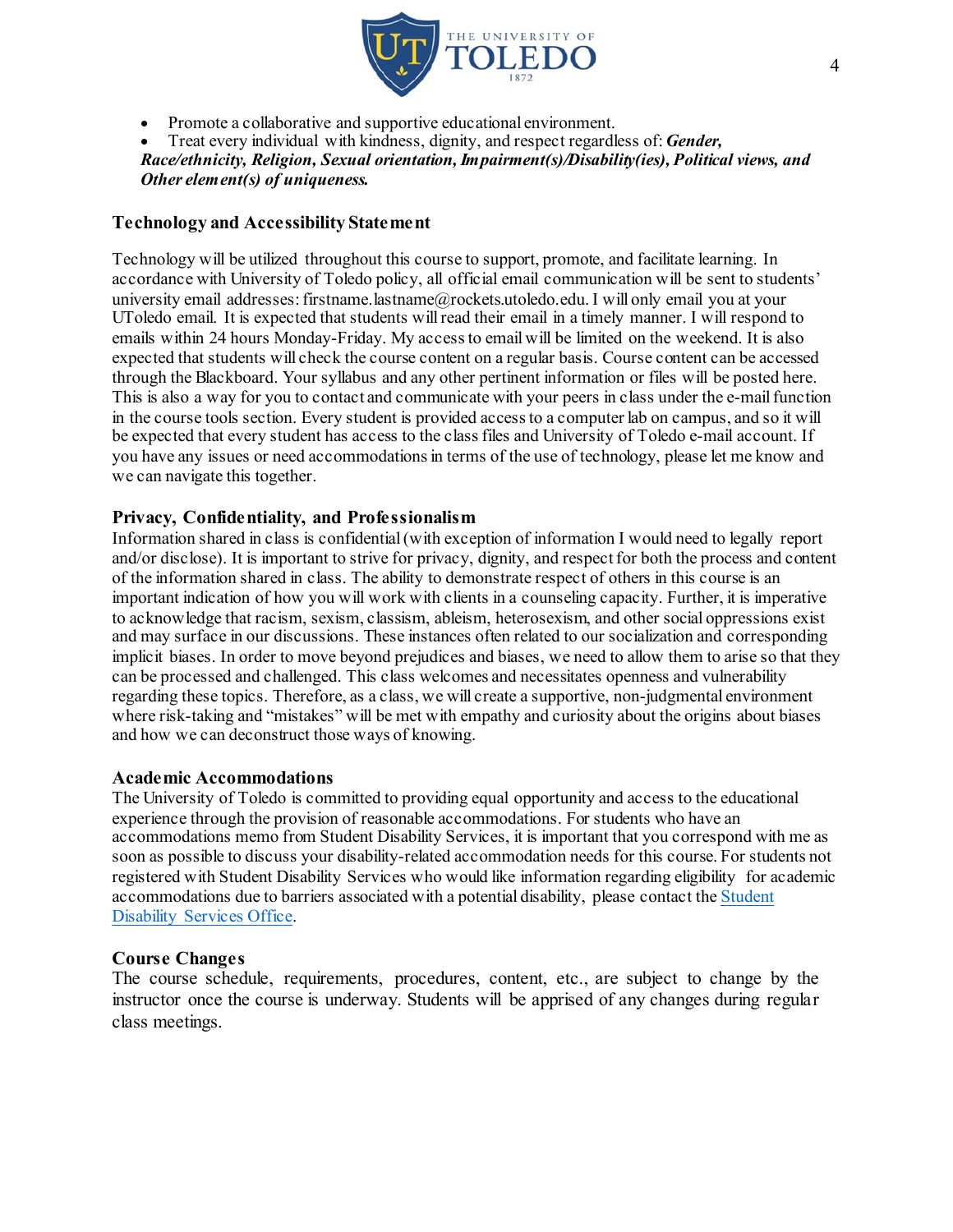- Promote a collaborative and supportive educational environment.
- Treat every individual with kindness, dignity, and respect regardless of: ***Gender, Race/ethnicity, Religion, Sexual orientation, Impairment(s)/Disability(ies), Political views, and Other element(s) of uniqueness.***

### Technology and Accessibility Statement

Technology will be utilized throughout this course to support, promote, and facilitate learning. In accordance with University of Toledo policy, all official email communication will be sent to students' university email addresses: firstname.lastname@rockets.utoledo.edu. I will only email you at your UToledo email. It is expected that students will read their email in a timely manner. I will respond to emails within 24 hours Monday-Friday. My access to email will be limited on the weekend. It is also expected that students will check the course content on a regular basis. Course content can be accessed through the Blackboard. Your syllabus and any other pertinent information or files will be posted here. This is also a way for you to contact and communicate with your peers in class under the e-mail function in the course tools section. Every student is provided access to a computer lab on campus, and so it will be expected that every student has access to the class files and University of Toledo e-mail account. If you have any issues or need accommodations in terms of the use of technology, please let me know and we can navigate this together.

### Privacy, Confidentiality, and Professionalism

Information shared in class is confidential (with exception of information I would need to legally report and/or disclose). It is important to strive for privacy, dignity, and respect for both the process and content of the information shared in class. The ability to demonstrate respect of others in this course is an important indication of how you will work with clients in a counseling capacity. Further, it is imperative to acknowledge that racism, sexism, classism, ableism, heterosexism, and other social oppressions exist and may surface in our discussions. These instances often related to our socialization and corresponding implicit biases. In order to move beyond prejudices and biases, we need to allow them to arise so that they can be processed and challenged. This class welcomes and necessitates openness and vulnerability regarding these topics. Therefore, as a class, we will create a supportive, non-judgmental environment where risk-taking and "mistakes" will be met with empathy and curiosity about the origins about biases and how we can deconstruct those ways of knowing.

### Academic Accommodations

The University of Toledo is committed to providing equal opportunity and access to the educational experience through the provision of reasonable accommodations. For students who have an accommodations memo from Student Disability Services, it is important that you correspond with me as soon as possible to discuss your disability-related accommodation needs for this course. For students not registered with Student Disability Services who would like information regarding eligibility for academic accommodations due to barriers associated with a potential disability, please contact the Student Disability Services Office.

### Course Changes

The course schedule, requirements, procedures, content, etc., are subject to change by the instructor once the course is underway. Students will be apprised of any changes during regular class meetings.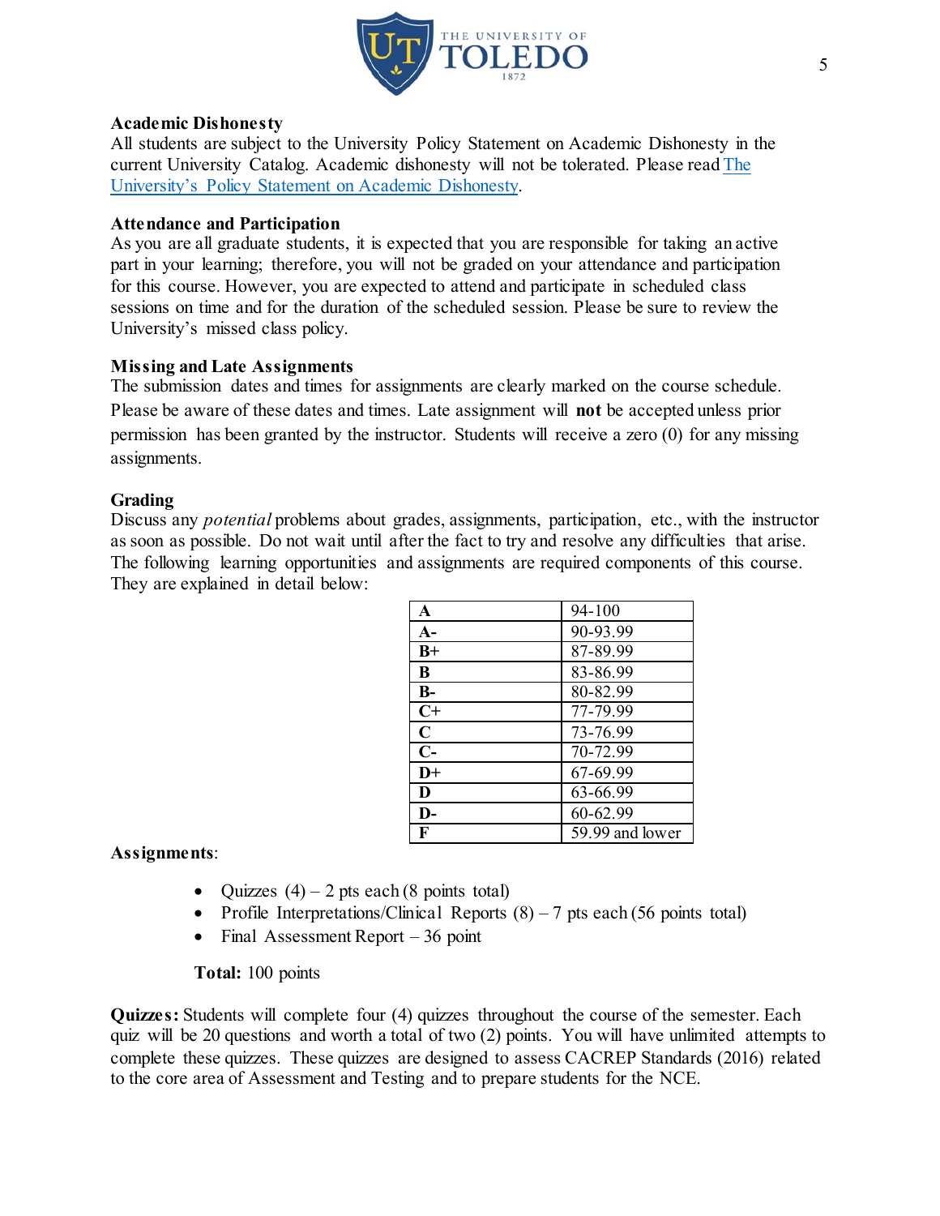**Academic Dishonesty**
All students are subject to the University Policy Statement on Academic Dishonesty in the current University Catalog. Academic dishonesty will not be tolerated. Please read The University's Policy Statement on Academic Dishonesty.

**Attendance and Participation**
As you are all graduate students, it is expected that you are responsible for taking an active part in your learning; therefore, you will not be graded on your attendance and participation for this course. However, you are expected to attend and participate in scheduled class sessions on time and for the duration of the scheduled session. Please be sure to review the University's missed class policy.

**Missing and Late Assignments**
The submission dates and times for assignments are clearly marked on the course schedule. Please be aware of these dates and times. Late assignment will **not** be accepted unless prior permission has been granted by the instructor. Students will receive a zero (0) for any missing assignments.

**Grading**
Discuss any *potential* problems about grades, assignments, participation, etc., with the instructor as soon as possible. Do not wait until after the fact to try and resolve any difficulties that arise. The following learning opportunities and assignments are required components of this course. They are explained in detail below:

| **A** | 94-100 |
|---|---|
| **A-** | 90-93.99 |
| **B+** | 87-89.99 |
| **B** | 83-86.99 |
| **B-** | 80-82.99 |
| **C+** | 77-79.99 |
| **C** | 73-76.99 |
| **C-** | 70-72.99 |
| **D+** | 67-69.99 |
| **D** | 63-66.99 |
| **D-** | 60-62.99 |
| **F** | 59.99 and lower |

**Assignments**:

- Quizzes (4) – 2 pts each (8 points total)
- Profile Interpretations/Clinical Reports (8) – 7 pts each (56 points total)
- Final Assessment Report – 36 point

**Total:** 100 points

**Quizzes:** Students will complete four (4) quizzes throughout the course of the semester. Each quiz will be 20 questions and worth a total of two (2) points. You will have unlimited attempts to complete these quizzes. These quizzes are designed to assess CACREP Standards (2016) related to the core area of Assessment and Testing and to prepare students for the NCE.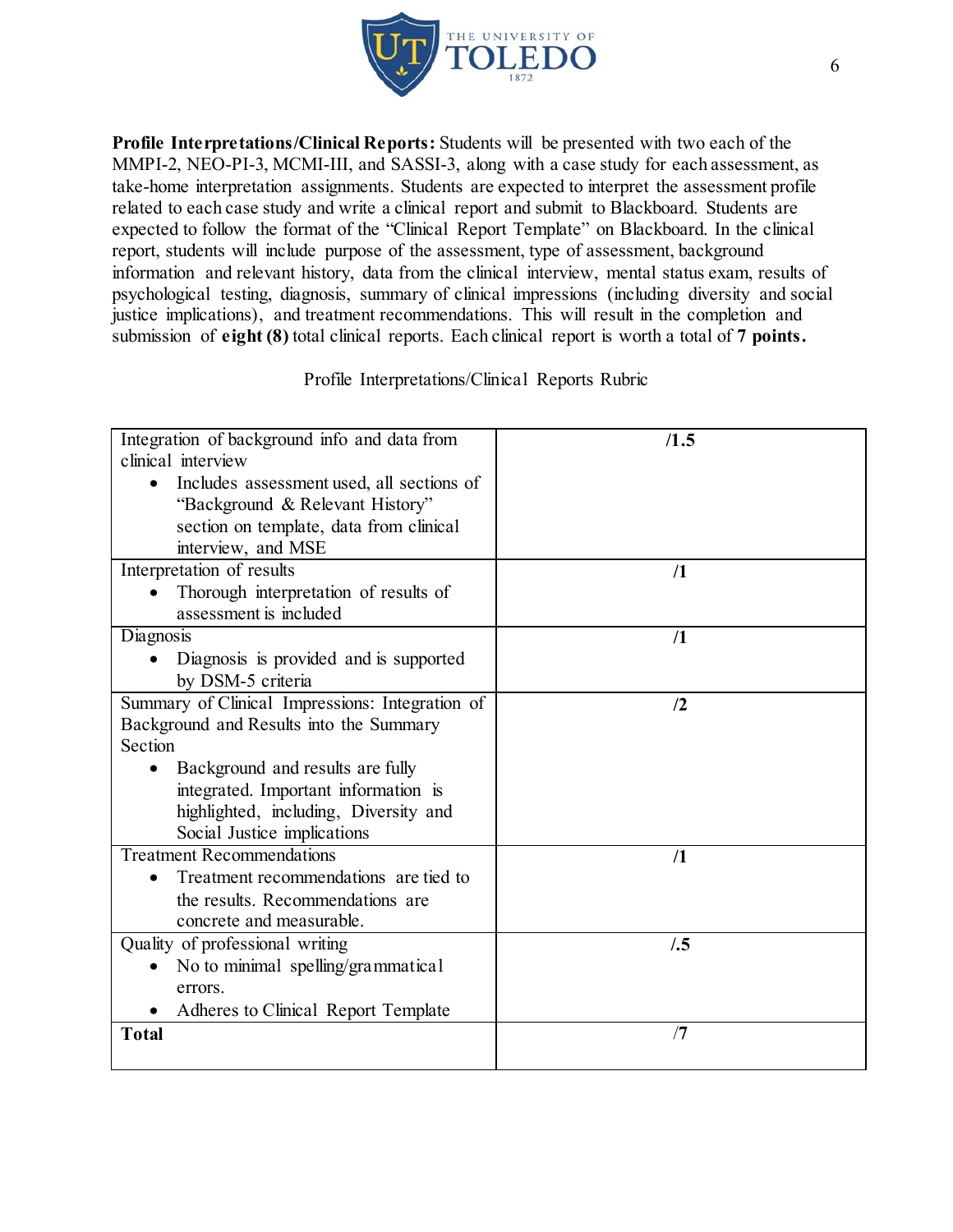**Profile Interpretations/Clinical Reports:** Students will be presented with two each of the MMPI-2, NEO-PI-3, MCMI-III, and SASSI-3, along with a case study for each assessment, as take-home interpretation assignments. Students are expected to interpret the assessment profile related to each case study and write a clinical report and submit to Blackboard. Students are expected to follow the format of the "Clinical Report Template" on Blackboard. In the clinical report, students will include purpose of the assessment, type of assessment, background information and relevant history, data from the clinical interview, mental status exam, results of psychological testing, diagnosis, summary of clinical impressions (including diversity and social justice implications), and treatment recommendations. This will result in the completion and submission of **eight (8)** total clinical reports. Each clinical report is worth a total of **7 points.**

Profile Interpretations/Clinical Reports Rubric

| Criteria | Points |
| --- | --- |
| Integration of background info and data from clinical interview<br>• Includes assessment used, all sections of "Background & Relevant History" section on template, data from clinical interview, and MSE | **/1.5** |
| Interpretation of results<br>• Thorough interpretation of results of assessment is included | **/1** |
| Diagnosis<br>• Diagnosis is provided and is supported by DSM-5 criteria | **/1** |
| Summary of Clinical Impressions: Integration of Background and Results into the Summary Section<br>• Background and results are fully integrated. Important information is highlighted, including, Diversity and Social Justice implications | **/2** |
| Treatment Recommendations<br>• Treatment recommendations are tied to the results. Recommendations are concrete and measurable. | **/1** |
| Quality of professional writing<br>• No to minimal spelling/grammatical errors.<br>• Adheres to Clinical Report Template | **/.5** |
| **Total** | /7 |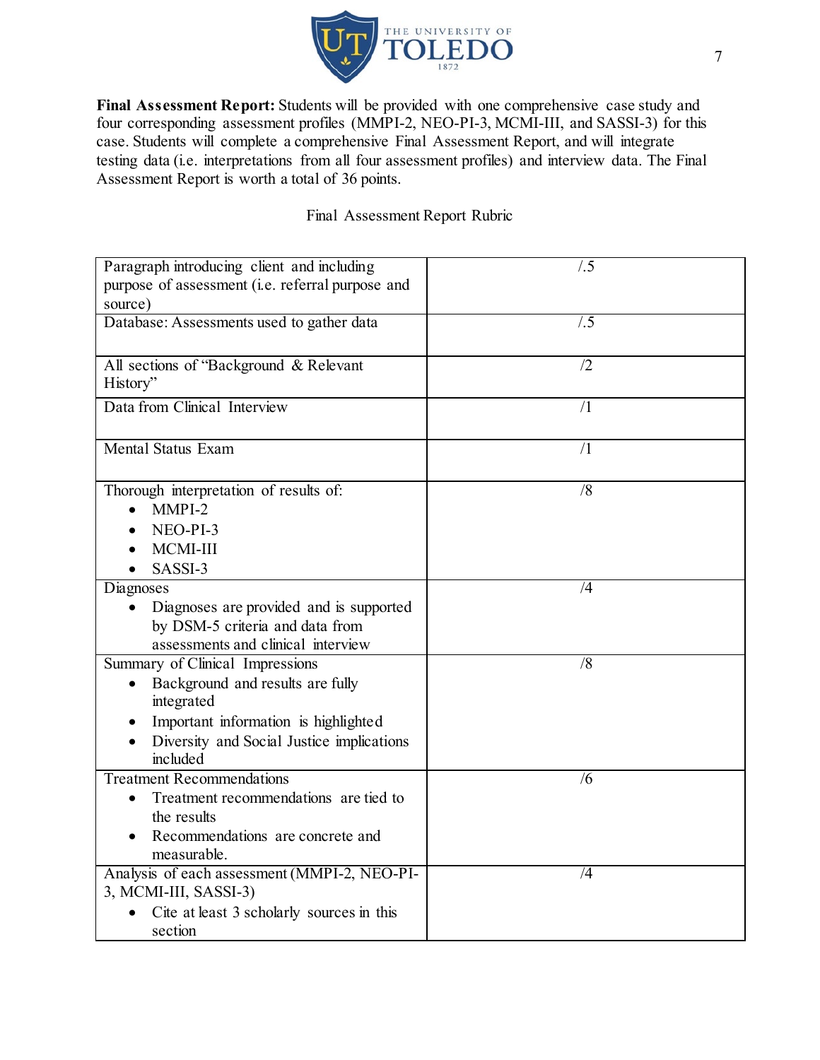**Final Assessment Report:** Students will be provided with one comprehensive case study and four corresponding assessment profiles (MMPI-2, NEO-PI-3, MCMI-III, and SASSI-3) for this case. Students will complete a comprehensive Final Assessment Report, and will integrate testing data (i.e. interpretations from all four assessment profiles) and interview data. The Final Assessment Report is worth a total of 36 points.

Final Assessment Report Rubric

| | |
|---|---|
| Paragraph introducing client and including purpose of assessment (i.e. referral purpose and source) | /.5 |
| Database: Assessments used to gather data | /.5 |
| All sections of "Background & Relevant History" | /2 |
| Data from Clinical Interview | /1 |
| Mental Status Exam | /1 |
| Thorough interpretation of results of:<br>• MMPI-2<br>• NEO-PI-3<br>• MCMI-III<br>• SASSI-3 | /8 |
| Diagnoses<br>• Diagnoses are provided and is supported by DSM-5 criteria and data from assessments and clinical interview | /4 |
| Summary of Clinical Impressions<br>• Background and results are fully integrated<br>• Important information is highlighted<br>• Diversity and Social Justice implications included | /8 |
| Treatment Recommendations<br>• Treatment recommendations are tied to the results<br>• Recommendations are concrete and measurable. | /6 |
| Analysis of each assessment (MMPI-2, NEO-PI-3, MCMI-III, SASSI-3)<br>• Cite at least 3 scholarly sources in this section | /4 |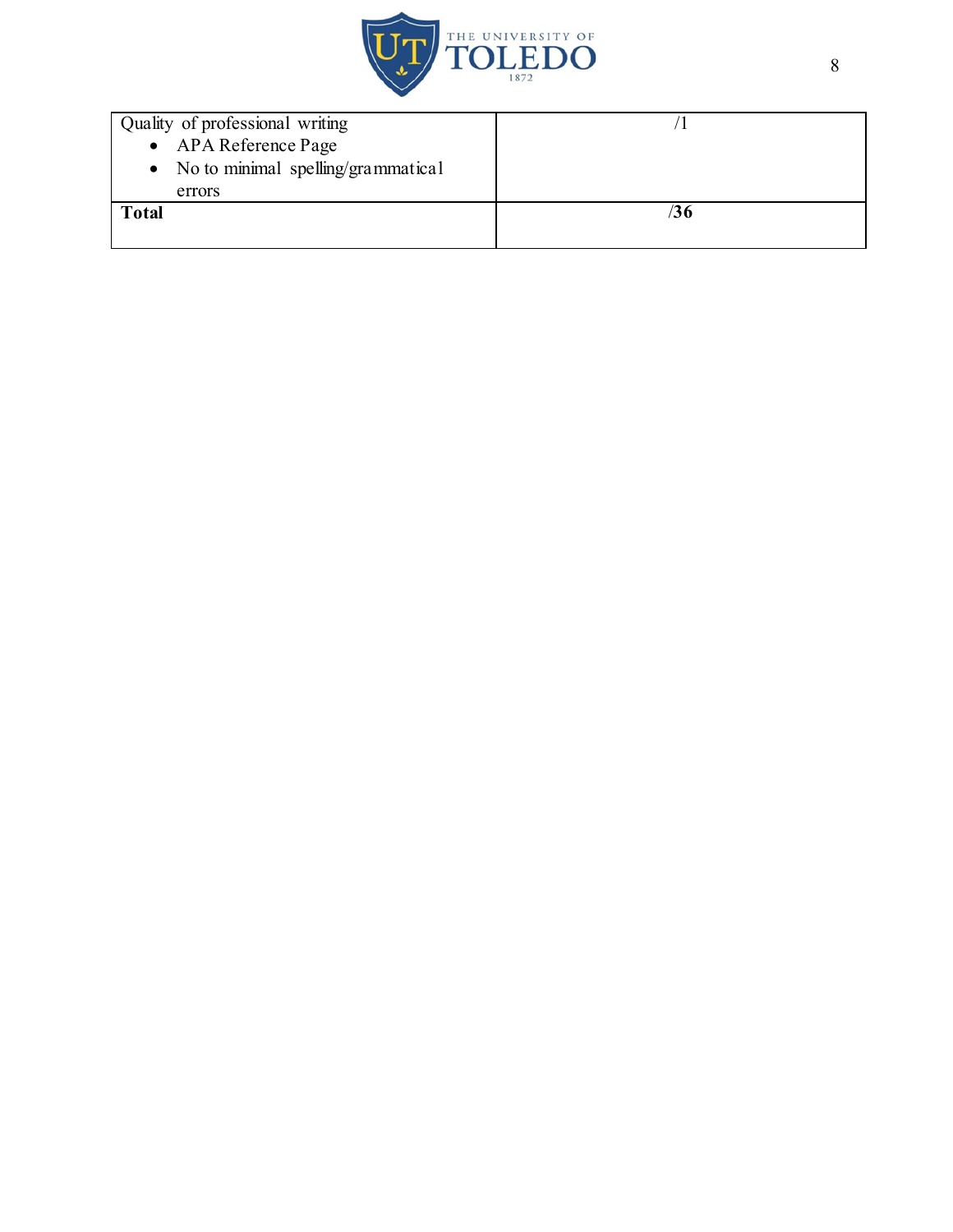| Quality of professional writing<br>• APA Reference Page<br>• No to minimal spelling/grammatical errors | /1 |
| --- | --- |
| **Total** | **/36** |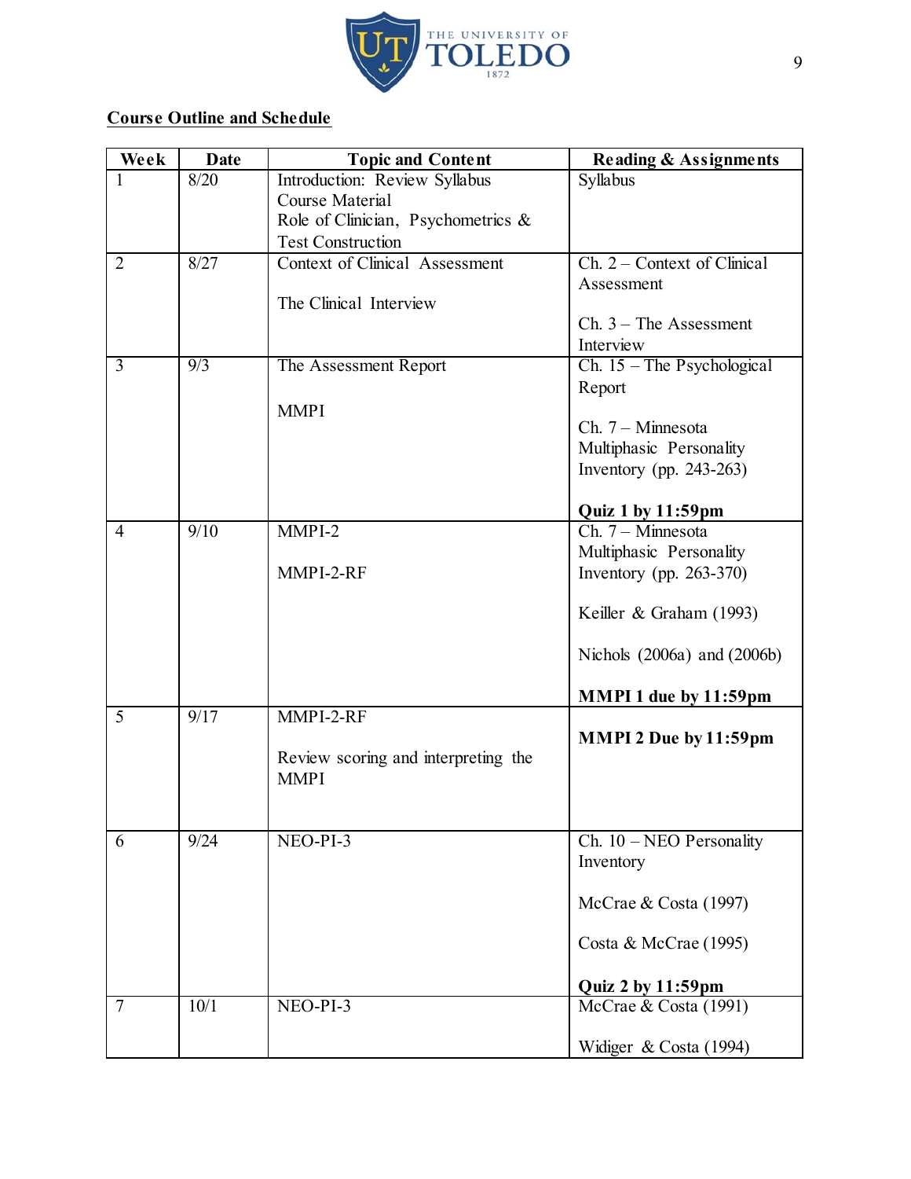**Course Outline and Schedule**

| Week | Date | Topic and Content | Reading & Assignments |
|---|---|---|---|
| 1 | 8/20 | Introduction: Review Syllabus<br>Course Material<br>Role of Clinician, Psychometrics & Test Construction | Syllabus |
| 2 | 8/27 | Context of Clinical Assessment<br><br>The Clinical Interview | Ch. 2 – Context of Clinical Assessment<br><br>Ch. 3 – The Assessment Interview |
| 3 | 9/3 | The Assessment Report<br><br>MMPI | Ch. 15 – The Psychological Report<br><br>Ch. 7 – Minnesota Multiphasic Personality Inventory (pp. 243-263)<br><br>**Quiz 1 by 11:59pm** |
| 4 | 9/10 | MMPI-2<br><br>MMPI-2-RF | Ch. 7 – Minnesota Multiphasic Personality Inventory (pp. 263-370)<br><br>Keiller & Graham (1993)<br><br>Nichols (2006a) and (2006b)<br><br>**MMPI 1 due by 11:59pm** |
| 5 | 9/17 | MMPI-2-RF<br><br>Review scoring and interpreting the MMPI | **MMPI 2 Due by 11:59pm** |
| 6 | 9/24 | NEO-PI-3 | Ch. 10 – NEO Personality Inventory<br><br>McCrae & Costa (1997)<br><br>Costa & McCrae (1995)<br><br>**Quiz 2 by 11:59pm** |
| 7 | 10/1 | NEO-PI-3 | McCrae & Costa (1991)<br><br>Widiger & Costa (1994) |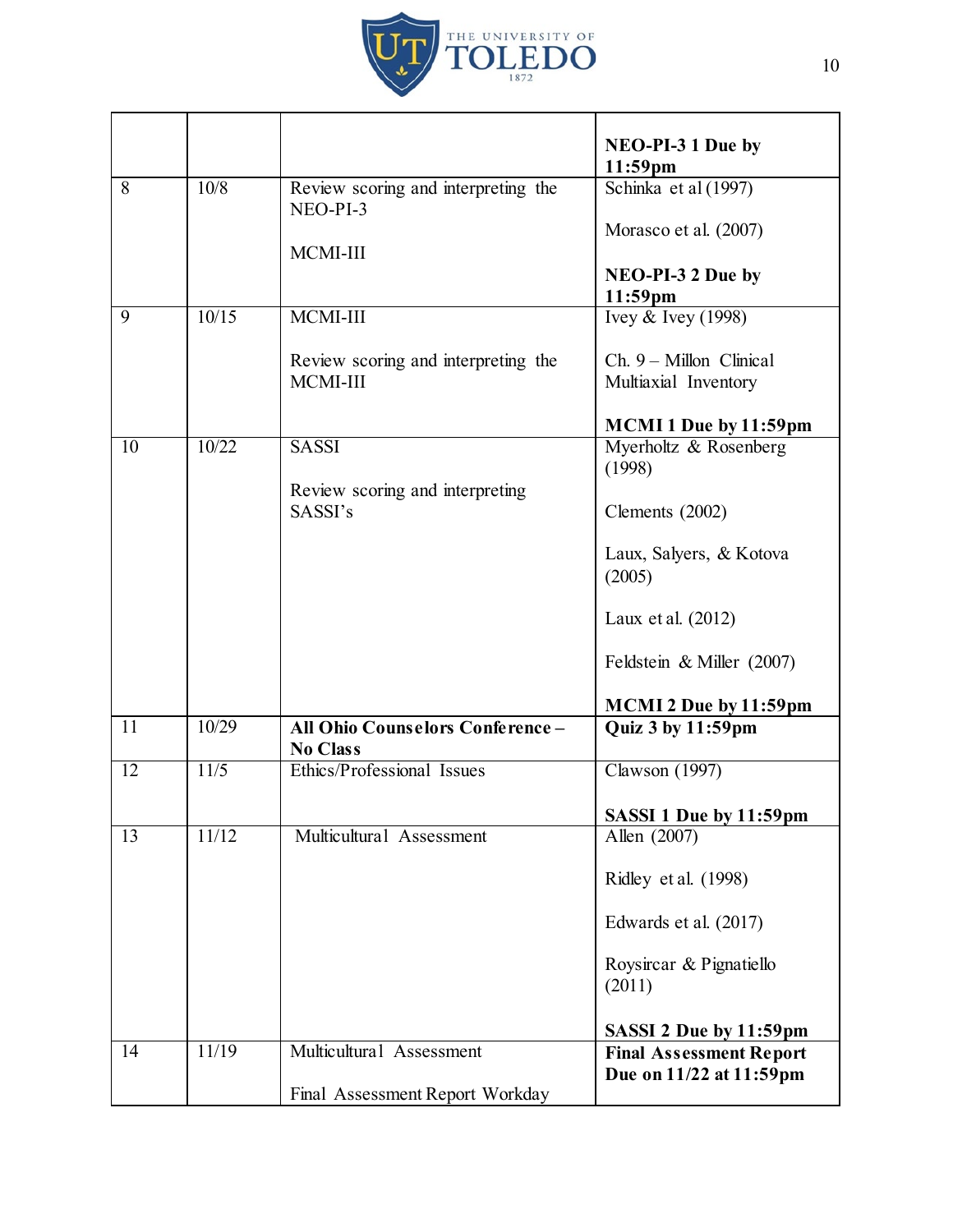| | | | |
|---|---|---|---|
| | | | **NEO-PI-3 1 Due by 11:59pm** |
| 8 | 10/8 | Review scoring and interpreting the NEO-PI-3<br><br>MCMI-III | Schinka et al (1997)<br><br>Morasco et al. (2007)<br><br>**NEO-PI-3 2 Due by 11:59pm** |
| 9 | 10/15 | MCMI-III<br><br>Review scoring and interpreting the MCMI-III | Ivey & Ivey (1998)<br><br>Ch. 9 – Millon Clinical Multiaxial Inventory<br><br>**MCMI 1 Due by 11:59pm** |
| 10 | 10/22 | SASSI<br><br>Review scoring and interpreting SASSI's | Myerholtz & Rosenberg (1998)<br><br>Clements (2002)<br><br>Laux, Salyers, & Kotova (2005)<br><br>Laux et al. (2012)<br><br>Feldstein & Miller (2007)<br><br>**MCMI 2 Due by 11:59pm** |
| 11 | 10/29 | **All Ohio Counselors Conference – No Class** | **Quiz 3 by 11:59pm** |
| 12 | 11/5 | Ethics/Professional Issues | Clawson (1997)<br><br>**SASSI 1 Due by 11:59pm** |
| 13 | 11/12 | Multicultural Assessment | Allen (2007)<br><br>Ridley et al. (1998)<br><br>Edwards et al. (2017)<br><br>Roysircar & Pignatiello (2011)<br><br>**SASSI 2 Due by 11:59pm** |
| 14 | 11/19 | Multicultural Assessment<br><br>Final Assessment Report Workday | **Final Assessment Report Due on 11/22 at 11:59pm** |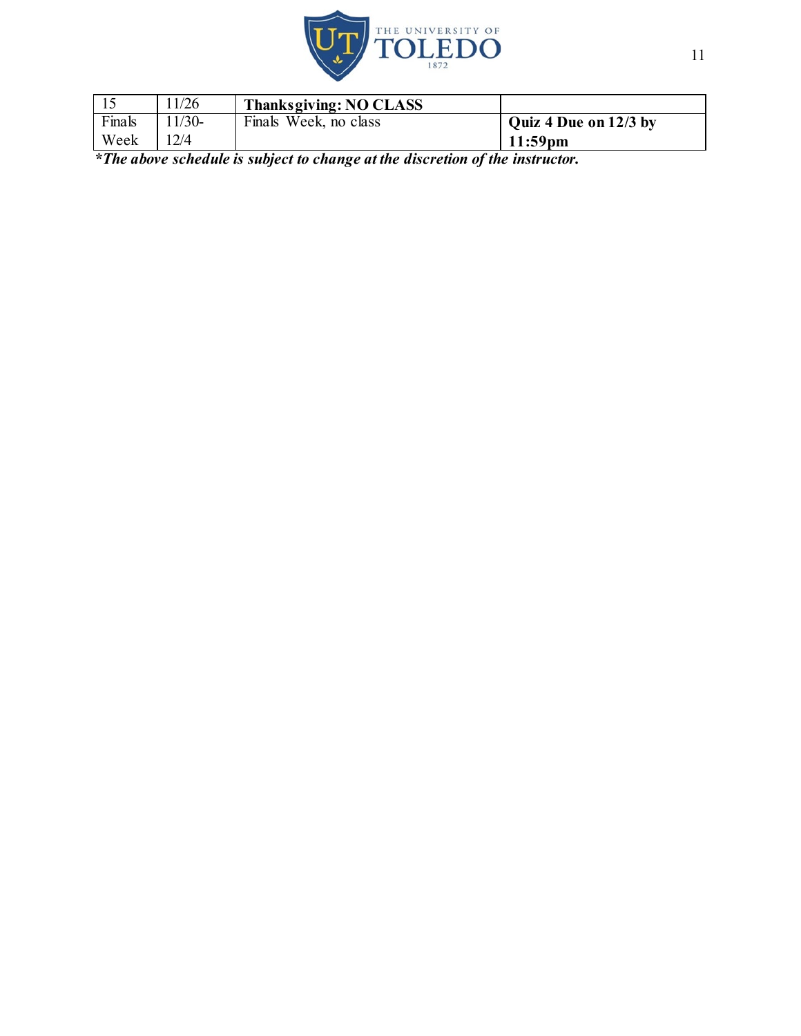| | | | |
|---|---|---|---|
| 15 | 11/26 | **Thanksgiving: NO CLASS** | |
| Finals Week | 11/30-12/4 | Finals Week, no class | **Quiz 4 Due on 12/3 by 11:59pm** |

***The above schedule is subject to change at the discretion of the instructor.***